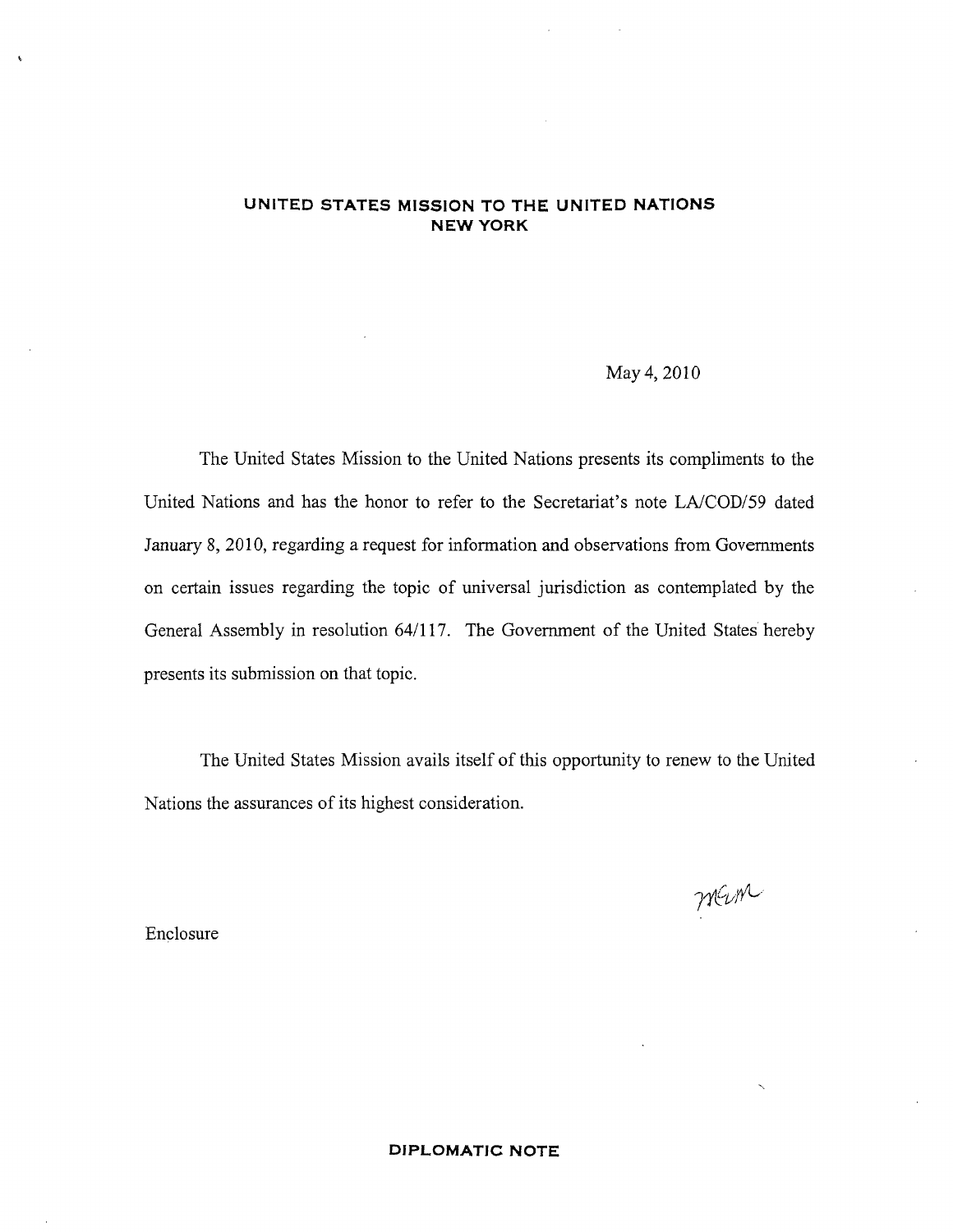**UNITED STATES MISSION TO THE UNITED NATIONS**
**NEW YORK**

May 4, 2010

The United States Mission to the United Nations presents its compliments to the United Nations and has the honor to refer to the Secretariat's note LA/COD/59 dated January 8, 2010, regarding a request for information and observations from Governments on certain issues regarding the topic of universal jurisdiction as contemplated by the General Assembly in resolution 64/117. The Government of the United States hereby presents its submission on that topic.

The United States Mission avails itself of this opportunity to renew to the United Nations the assurances of its highest consideration.

Enclosure

**DIPLOMATIC NOTE**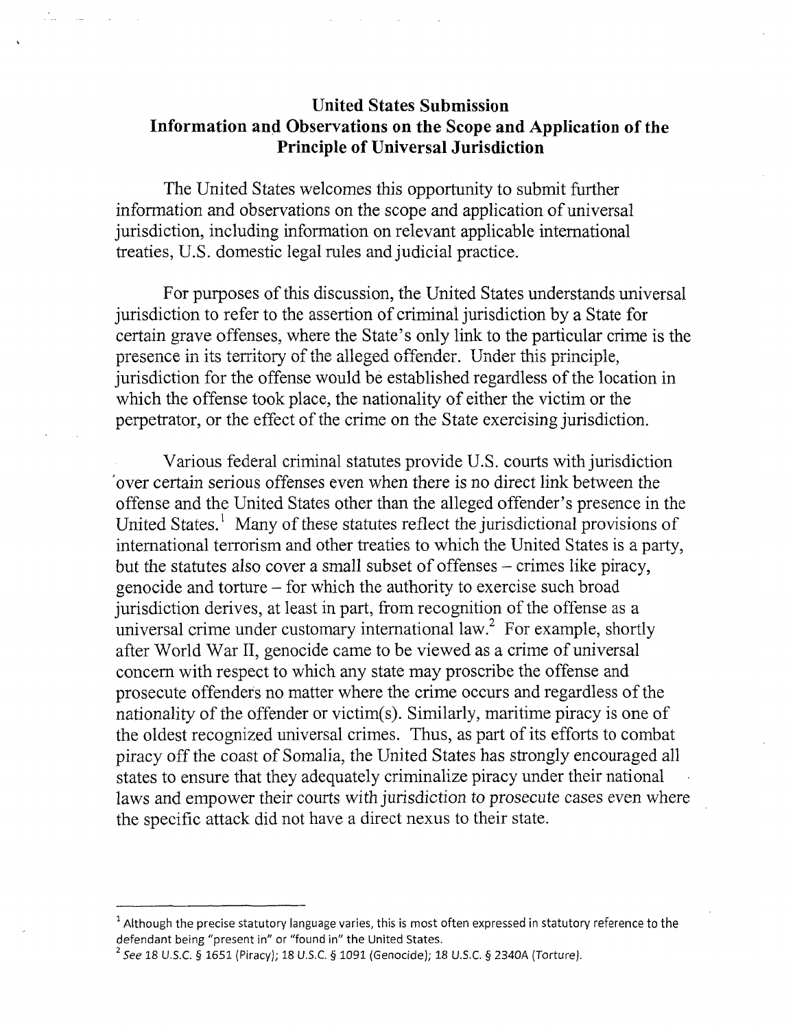**United States Submission**
**Information and Observations on the Scope and Application of the Principle of Universal Jurisdiction**

The United States welcomes this opportunity to submit further information and observations on the scope and application of universal jurisdiction, including information on relevant applicable international treaties, U.S. domestic legal rules and judicial practice.

For purposes of this discussion, the United States understands universal jurisdiction to refer to the assertion of criminal jurisdiction by a State for certain grave offenses, where the State's only link to the particular crime is the presence in its territory of the alleged offender. Under this principle, jurisdiction for the offense would be established regardless of the location in which the offense took place, the nationality of either the victim or the perpetrator, or the effect of the crime on the State exercising jurisdiction.

Various federal criminal statutes provide U.S. courts with jurisdiction over certain serious offenses even when there is no direct link between the offense and the United States other than the alleged offender's presence in the United States.[1] Many of these statutes reflect the jurisdictional provisions of international terrorism and other treaties to which the United States is a party, but the statutes also cover a small subset of offenses – crimes like piracy, genocide and torture – for which the authority to exercise such broad jurisdiction derives, at least in part, from recognition of the offense as a universal crime under customary international law.[2] For example, shortly after World War II, genocide came to be viewed as a crime of universal concern with respect to which any state may proscribe the offense and prosecute offenders no matter where the crime occurs and regardless of the nationality of the offender or victim(s). Similarly, maritime piracy is one of the oldest recognized universal crimes. Thus, as part of its efforts to combat piracy off the coast of Somalia, the United States has strongly encouraged all states to ensure that they adequately criminalize piracy under their national laws and empower their courts with jurisdiction to prosecute cases even where the specific attack did not have a direct nexus to their state.

---

[1] Although the precise statutory language varies, this is most often expressed in statutory reference to the defendant being "present in" or "found in" the United States.

[2] *See* 18 U.S.C. § 1651 (Piracy); 18 U.S.C. § 1091 (Genocide); 18 U.S.C. § 2340A (Torture).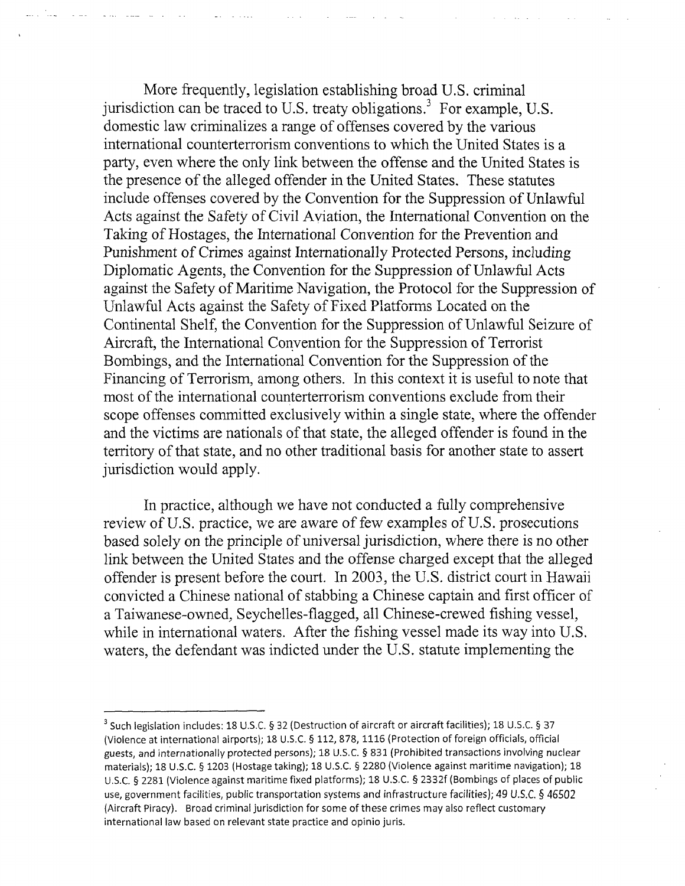More frequently, legislation establishing broad U.S. criminal jurisdiction can be traced to U.S. treaty obligations.[3] For example, U.S. domestic law criminalizes a range of offenses covered by the various international counterterrorism conventions to which the United States is a party, even where the only link between the offense and the United States is the presence of the alleged offender in the United States. These statutes include offenses covered by the Convention for the Suppression of Unlawful Acts against the Safety of Civil Aviation, the International Convention on the Taking of Hostages, the International Convention for the Prevention and Punishment of Crimes against Internationally Protected Persons, including Diplomatic Agents, the Convention for the Suppression of Unlawful Acts against the Safety of Maritime Navigation, the Protocol for the Suppression of Unlawful Acts against the Safety of Fixed Platforms Located on the Continental Shelf, the Convention for the Suppression of Unlawful Seizure of Aircraft, the International Convention for the Suppression of Terrorist Bombings, and the International Convention for the Suppression of the Financing of Terrorism, among others. In this context it is useful to note that most of the international counterterrorism conventions exclude from their scope offenses committed exclusively within a single state, where the offender and the victims are nationals of that state, the alleged offender is found in the territory of that state, and no other traditional basis for another state to assert jurisdiction would apply.

In practice, although we have not conducted a fully comprehensive review of U.S. practice, we are aware of few examples of U.S. prosecutions based solely on the principle of universal jurisdiction, where there is no other link between the United States and the offense charged except that the alleged offender is present before the court. In 2003, the U.S. district court in Hawaii convicted a Chinese national of stabbing a Chinese captain and first officer of a Taiwanese-owned, Seychelles-flagged, all Chinese-crewed fishing vessel, while in international waters. After the fishing vessel made its way into U.S. waters, the defendant was indicted under the U.S. statute implementing the

---

[3] Such legislation includes: 18 U.S.C. § 32 (Destruction of aircraft or aircraft facilities); 18 U.S.C. § 37 (Violence at international airports); 18 U.S.C. § 112, 878, 1116 (Protection of foreign officials, official guests, and internationally protected persons); 18 U.S.C. § 831 (Prohibited transactions involving nuclear materials); 18 U.S.C. § 1203 (Hostage taking); 18 U.S.C. § 2280 (Violence against maritime navigation); 18 U.S.C. § 2281 (Violence against maritime fixed platforms); 18 U.S.C. § 2332f (Bombings of places of public use, government facilities, public transportation systems and infrastructure facilities); 49 U.S.C. § 46502 (Aircraft Piracy). Broad criminal jurisdiction for some of these crimes may also reflect customary international law based on relevant state practice and opinio juris.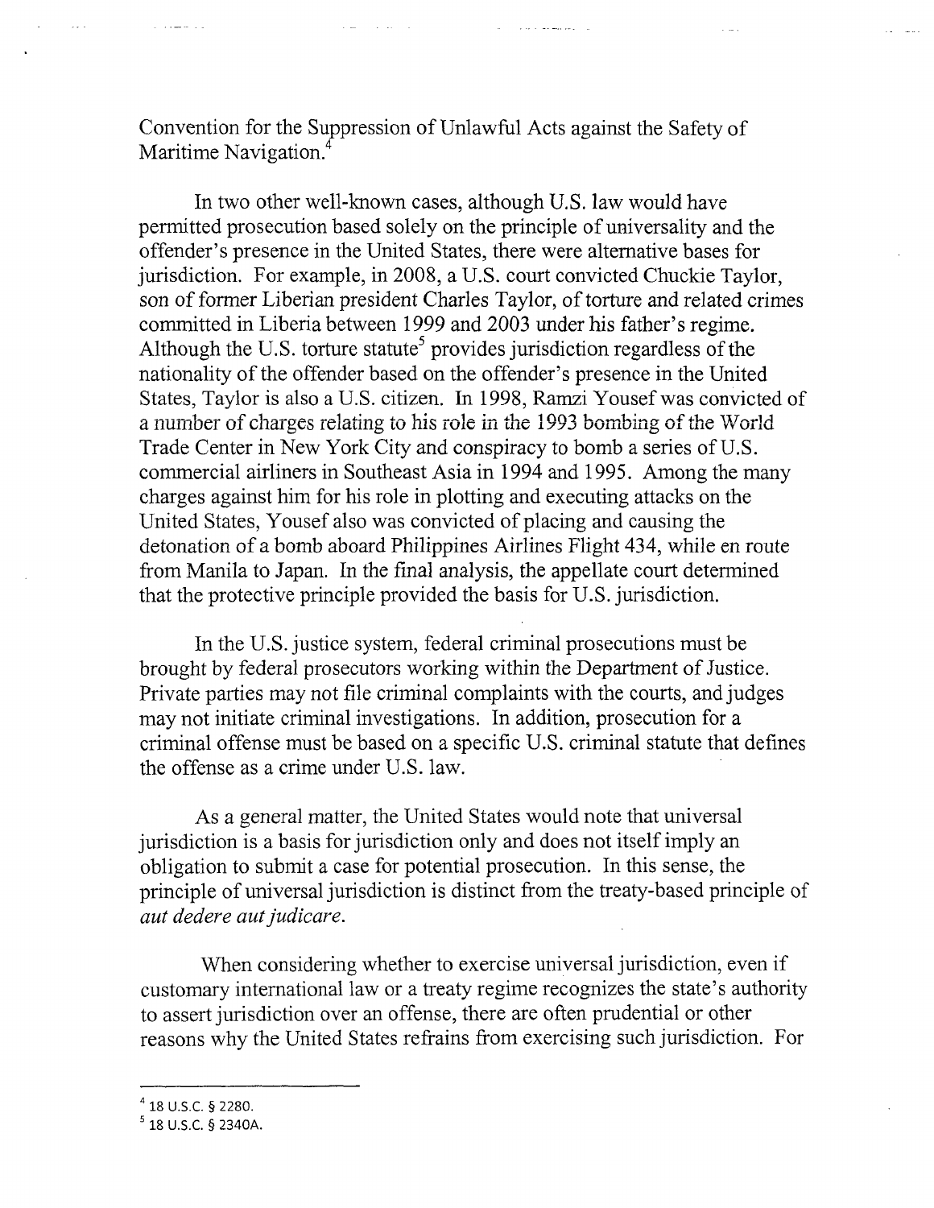Convention for the Suppression of Unlawful Acts against the Safety of Maritime Navigation.[4]

In two other well-known cases, although U.S. law would have permitted prosecution based solely on the principle of universality and the offender's presence in the United States, there were alternative bases for jurisdiction. For example, in 2008, a U.S. court convicted Chuckie Taylor, son of former Liberian president Charles Taylor, of torture and related crimes committed in Liberia between 1999 and 2003 under his father's regime. Although the U.S. torture statute[5] provides jurisdiction regardless of the nationality of the offender based on the offender's presence in the United States, Taylor is also a U.S. citizen. In 1998, Ramzi Yousef was convicted of a number of charges relating to his role in the 1993 bombing of the World Trade Center in New York City and conspiracy to bomb a series of U.S. commercial airliners in Southeast Asia in 1994 and 1995. Among the many charges against him for his role in plotting and executing attacks on the United States, Yousef also was convicted of placing and causing the detonation of a bomb aboard Philippines Airlines Flight 434, while en route from Manila to Japan. In the final analysis, the appellate court determined that the protective principle provided the basis for U.S. jurisdiction.

In the U.S. justice system, federal criminal prosecutions must be brought by federal prosecutors working within the Department of Justice. Private parties may not file criminal complaints with the courts, and judges may not initiate criminal investigations. In addition, prosecution for a criminal offense must be based on a specific U.S. criminal statute that defines the offense as a crime under U.S. law.

As a general matter, the United States would note that universal jurisdiction is a basis for jurisdiction only and does not itself imply an obligation to submit a case for potential prosecution. In this sense, the principle of universal jurisdiction is distinct from the treaty-based principle of *aut dedere aut judicare*.

When considering whether to exercise universal jurisdiction, even if customary international law or a treaty regime recognizes the state's authority to assert jurisdiction over an offense, there are often prudential or other reasons why the United States refrains from exercising such jurisdiction. For

---

[4] 18 U.S.C. § 2280.

[5] 18 U.S.C. § 2340A.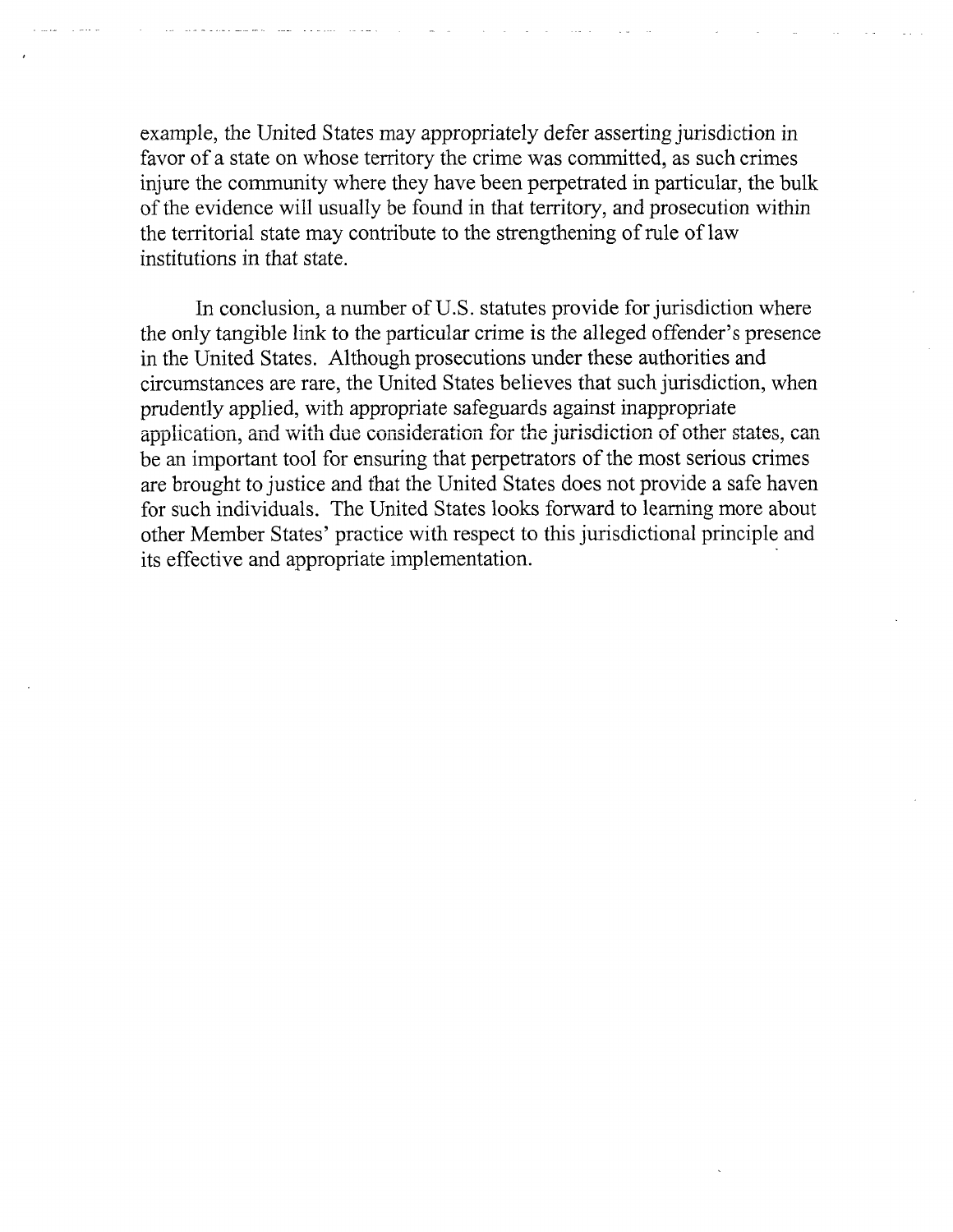example, the United States may appropriately defer asserting jurisdiction in favor of a state on whose territory the crime was committed, as such crimes injure the community where they have been perpetrated in particular, the bulk of the evidence will usually be found in that territory, and prosecution within the territorial state may contribute to the strengthening of rule of law institutions in that state.

In conclusion, a number of U.S. statutes provide for jurisdiction where the only tangible link to the particular crime is the alleged offender's presence in the United States. Although prosecutions under these authorities and circumstances are rare, the United States believes that such jurisdiction, when prudently applied, with appropriate safeguards against inappropriate application, and with due consideration for the jurisdiction of other states, can be an important tool for ensuring that perpetrators of the most serious crimes are brought to justice and that the United States does not provide a safe haven for such individuals. The United States looks forward to learning more about other Member States' practice with respect to this jurisdictional principle and its effective and appropriate implementation.